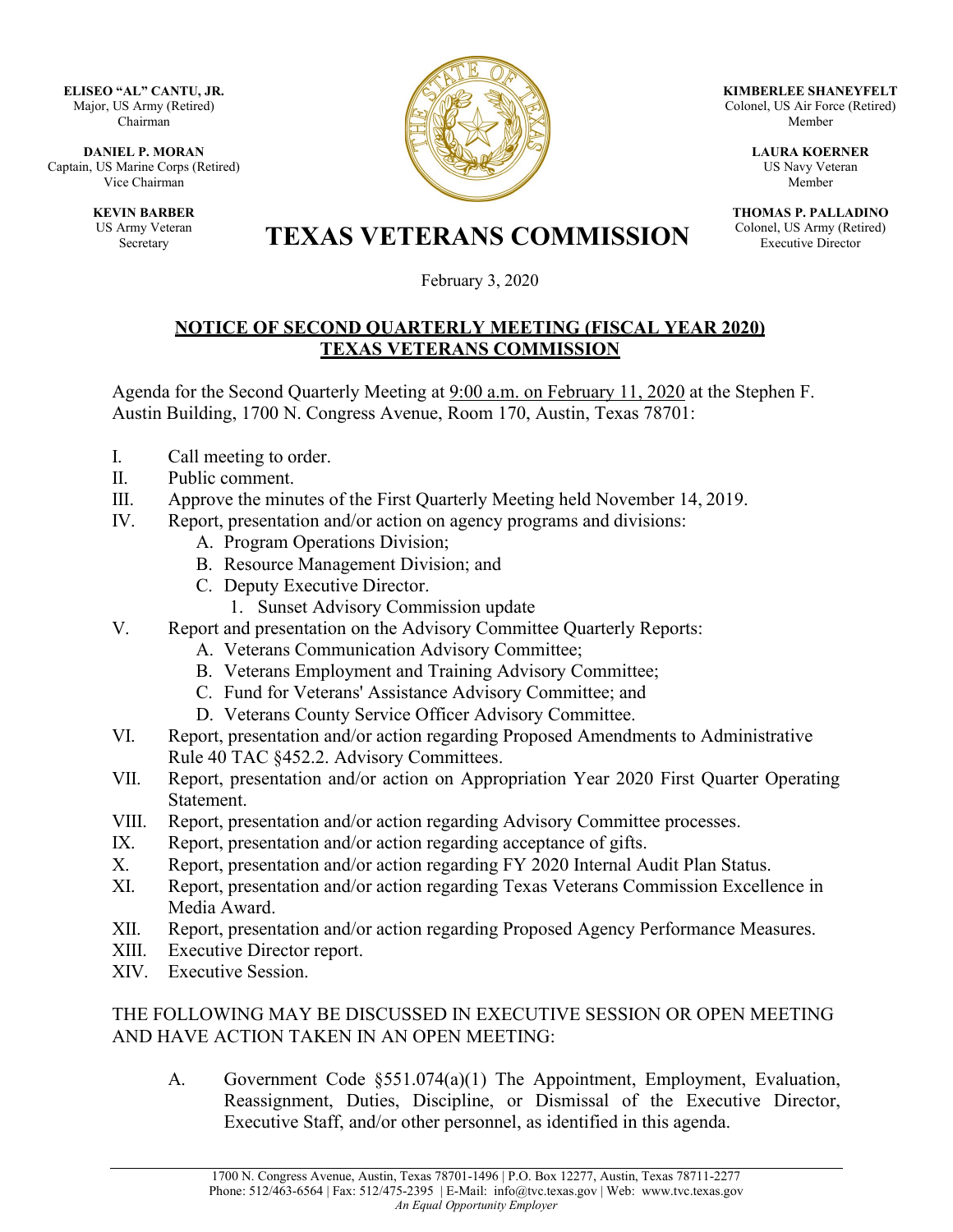**ELISEO "AL" CANTU, JR.**
Major, US Army (Retired)
Chairman

**DANIEL P. MORAN**
Captain, US Marine Corps (Retired)
Vice Chairman

**KEVIN BARBER**
US Army Veteran
Secretary

**KIMBERLEE SHANEYFELT**
Colonel, US Air Force (Retired)
Member

**LAURA KOERNER**
US Navy Veteran
Member

**THOMAS P. PALLADINO**
Colonel, US Army (Retired)
Executive Director

# TEXAS VETERANS COMMISSION

February 3, 2020

## NOTICE OF SECOND QUARTERLY MEETING (FISCAL YEAR 2020) TEXAS VETERANS COMMISSION

Agenda for the Second Quarterly Meeting at 9:00 a.m. on February 11, 2020 at the Stephen F. Austin Building, 1700 N. Congress Avenue, Room 170, Austin, Texas 78701:

I. Call meeting to order.
II. Public comment.
III. Approve the minutes of the First Quarterly Meeting held November 14, 2019.
IV. Report, presentation and/or action on agency programs and divisions:
   A. Program Operations Division;
   B. Resource Management Division; and
   C. Deputy Executive Director.
      1. Sunset Advisory Commission update
V. Report and presentation on the Advisory Committee Quarterly Reports:
   A. Veterans Communication Advisory Committee;
   B. Veterans Employment and Training Advisory Committee;
   C. Fund for Veterans' Assistance Advisory Committee; and
   D. Veterans County Service Officer Advisory Committee.
VI. Report, presentation and/or action regarding Proposed Amendments to Administrative Rule 40 TAC §452.2. Advisory Committees.
VII. Report, presentation and/or action on Appropriation Year 2020 First Quarter Operating Statement.
VIII. Report, presentation and/or action regarding Advisory Committee processes.
IX. Report, presentation and/or action regarding acceptance of gifts.
X. Report, presentation and/or action regarding FY 2020 Internal Audit Plan Status.
XI. Report, presentation and/or action regarding Texas Veterans Commission Excellence in Media Award.
XII. Report, presentation and/or action regarding Proposed Agency Performance Measures.
XIII. Executive Director report.
XIV. Executive Session.

THE FOLLOWING MAY BE DISCUSSED IN EXECUTIVE SESSION OR OPEN MEETING AND HAVE ACTION TAKEN IN AN OPEN MEETING:

A. Government Code §551.074(a)(1) The Appointment, Employment, Evaluation, Reassignment, Duties, Discipline, or Dismissal of the Executive Director, Executive Staff, and/or other personnel, as identified in this agenda.

1700 N. Congress Avenue, Austin, Texas 78701-1496 | P.O. Box 12277, Austin, Texas 78711-2277
Phone: 512/463-6564 | Fax: 512/475-2395 | E-Mail: info@tvc.texas.gov | Web: www.tvc.texas.gov
*An Equal Opportunity Employer*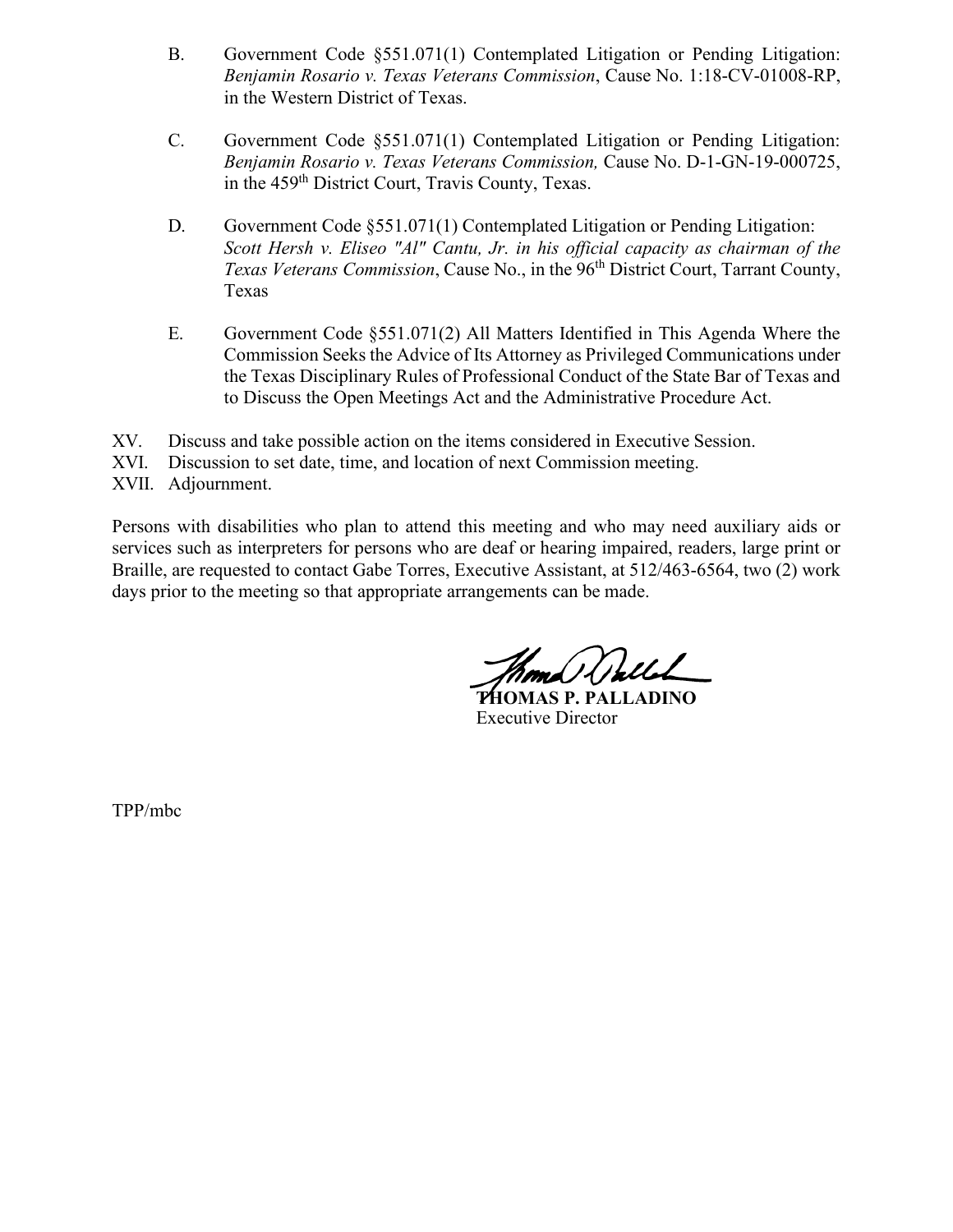B. Government Code §551.071(1) Contemplated Litigation or Pending Litigation: *Benjamin Rosario v. Texas Veterans Commission*, Cause No. 1:18-CV-01008-RP, in the Western District of Texas.

C. Government Code §551.071(1) Contemplated Litigation or Pending Litigation: *Benjamin Rosario v. Texas Veterans Commission,* Cause No. D-1-GN-19-000725, in the 459th District Court, Travis County, Texas.

D. Government Code §551.071(1) Contemplated Litigation or Pending Litigation: *Scott Hersh v. Eliseo "Al" Cantu, Jr. in his official capacity as chairman of the Texas Veterans Commission*, Cause No., in the 96th District Court, Tarrant County, Texas

E. Government Code §551.071(2) All Matters Identified in This Agenda Where the Commission Seeks the Advice of Its Attorney as Privileged Communications under the Texas Disciplinary Rules of Professional Conduct of the State Bar of Texas and to Discuss the Open Meetings Act and the Administrative Procedure Act.

XV. Discuss and take possible action on the items considered in Executive Session.

XVI. Discussion to set date, time, and location of next Commission meeting.

XVII. Adjournment.

Persons with disabilities who plan to attend this meeting and who may need auxiliary aids or services such as interpreters for persons who are deaf or hearing impaired, readers, large print or Braille, are requested to contact Gabe Torres, Executive Assistant, at 512/463-6564, two (2) work days prior to the meeting so that appropriate arrangements can be made.

**THOMAS P. PALLADINO**
Executive Director

TPP/mbc